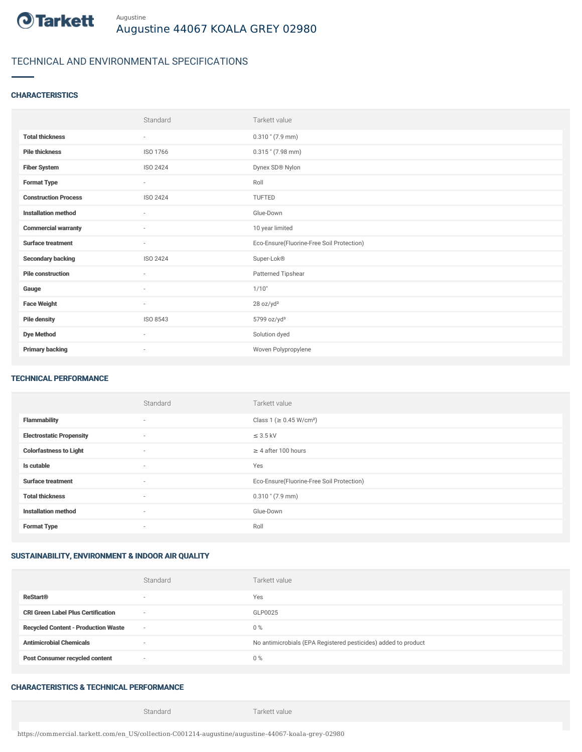Tarkett

Augustine

# Augustine 44067 KOALA GREY 02980

## TECHNICAL AND ENVIRONMENTAL SPECIFICATIONS

### CHARACTERISTICS

| | Standard | Tarkett value |
|---|---|---|
| **Total thickness** | - | 0.310 " (7.9 mm) |
| **Pile thickness** | ISO 1766 | 0.315 " (7.98 mm) |
| **Fiber System** | ISO 2424 | Dynex SD® Nylon |
| **Format Type** | - | Roll |
| **Construction Process** | ISO 2424 | TUFTED |
| **Installation method** | - | Glue-Down |
| **Commercial warranty** | - | 10 year limited |
| **Surface treatment** | - | Eco-Ensure(Fluorine-Free Soil Protection) |
| **Secondary backing** | ISO 2424 | Super-Lok® |
| **Pile construction** | - | Patterned Tipshear |
| **Gauge** | - | 1/10" |
| **Face Weight** | - | 28 oz/yd² |
| **Pile density** | ISO 8543 | 5799 oz/yd³ |
| **Dye Method** | - | Solution dyed |
| **Primary backing** | - | Woven Polypropylene |

### TECHNICAL PERFORMANCE

| | Standard | Tarkett value |
|---|---|---|
| **Flammability** | - | Class 1 (≥ 0.45 W/cm²) |
| **Electrostatic Propensity** | - | ≤ 3.5 kV |
| **Colorfastness to Light** | - | ≥ 4 after 100 hours |
| **Is cutable** | - | Yes |
| **Surface treatment** | - | Eco-Ensure(Fluorine-Free Soil Protection) |
| **Total thickness** | - | 0.310 " (7.9 mm) |
| **Installation method** | - | Glue-Down |
| **Format Type** | - | Roll |

### SUSTAINABILITY, ENVIRONMENT & INDOOR AIR QUALITY

| | Standard | Tarkett value |
|---|---|---|
| **ReStart®** | - | Yes |
| **CRI Green Label Plus Certification** | - | GLP0025 |
| **Recycled Content - Production Waste** | - | 0 % |
| **Antimicrobial Chemicals** | - | No antimicrobials (EPA Registered pesticides) added to product |
| **Post Consumer recycled content** | - | 0 % |

### CHARACTERISTICS & TECHNICAL PERFORMANCE

| | Standard | Tarkett value |
|---|---|---|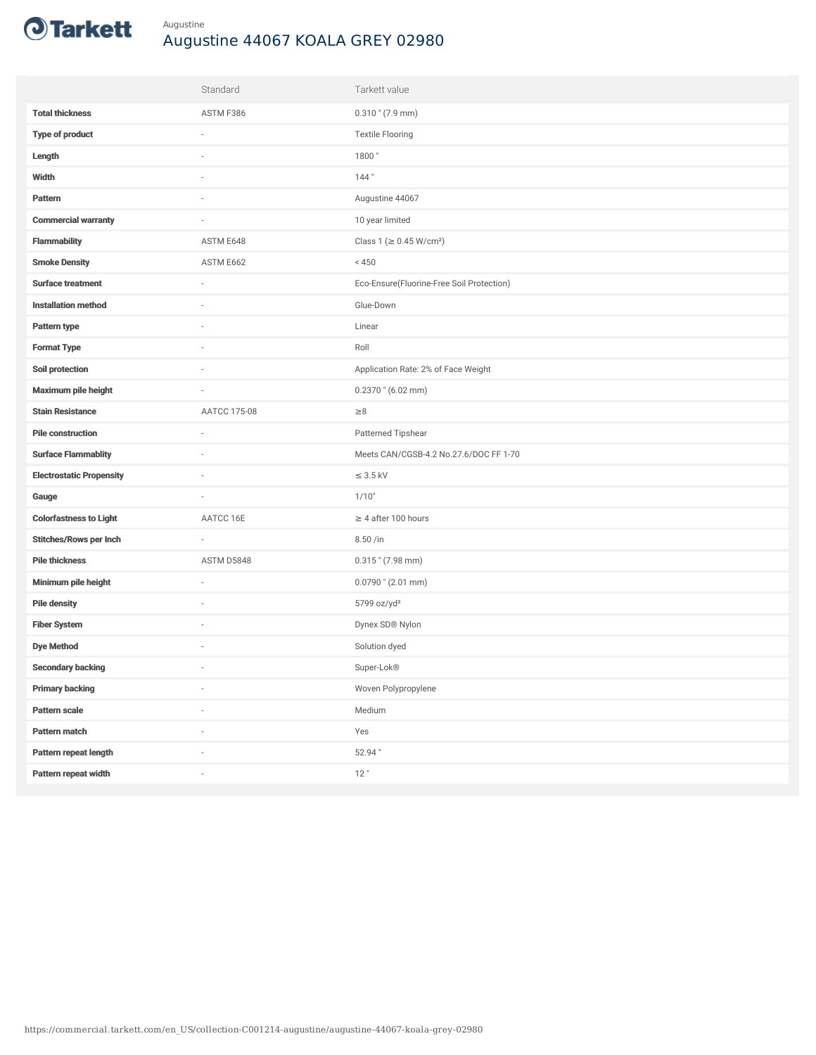Augustine

# Augustine 44067 KOALA GREY 02980

| | Standard | Tarkett value |
|---|---|---|
| **Total thickness** | ASTM F386 | 0.310 " (7.9 mm) |
| **Type of product** | - | Textile Flooring |
| **Length** | - | 1800 " |
| **Width** | - | 144 " |
| **Pattern** | - | Augustine 44067 |
| **Commercial warranty** | - | 10 year limited |
| **Flammability** | ASTM E648 | Class 1 (≥ 0.45 W/cm²) |
| **Smoke Density** | ASTM E662 | < 450 |
| **Surface treatment** | - | Eco-Ensure(Fluorine-Free Soil Protection) |
| **Installation method** | - | Glue-Down |
| **Pattern type** | - | Linear |
| **Format Type** | - | Roll |
| **Soil protection** | - | Application Rate: 2% of Face Weight |
| **Maximum pile height** | - | 0.2370 " (6.02 mm) |
| **Stain Resistance** | AATCC 175-08 | ≥8 |
| **Pile construction** | - | Patterned Tipshear |
| **Surface Flammablity** | - | Meets CAN/CGSB-4.2 No.27.6/DOC FF 1-70 |
| **Electrostatic Propensity** | - | ≤ 3.5 kV |
| **Gauge** | - | 1/10" |
| **Colorfastness to Light** | AATCC 16E | ≥ 4 after 100 hours |
| **Stitches/Rows per Inch** | - | 8.50 /in |
| **Pile thickness** | ASTM D5848 | 0.315 " (7.98 mm) |
| **Minimum pile height** | - | 0.0790 " (2.01 mm) |
| **Pile density** | - | 5799 oz/yd³ |
| **Fiber System** | - | Dynex SD® Nylon |
| **Dye Method** | - | Solution dyed |
| **Secondary backing** | - | Super-Lok® |
| **Primary backing** | - | Woven Polypropylene |
| **Pattern scale** | - | Medium |
| **Pattern match** | - | Yes |
| **Pattern repeat length** | - | 52.94 " |
| **Pattern repeat width** | - | 12 " |

https://commercial.tarkett.com/en_US/collection-C001214-augustine/augustine-44067-koala-grey-02980